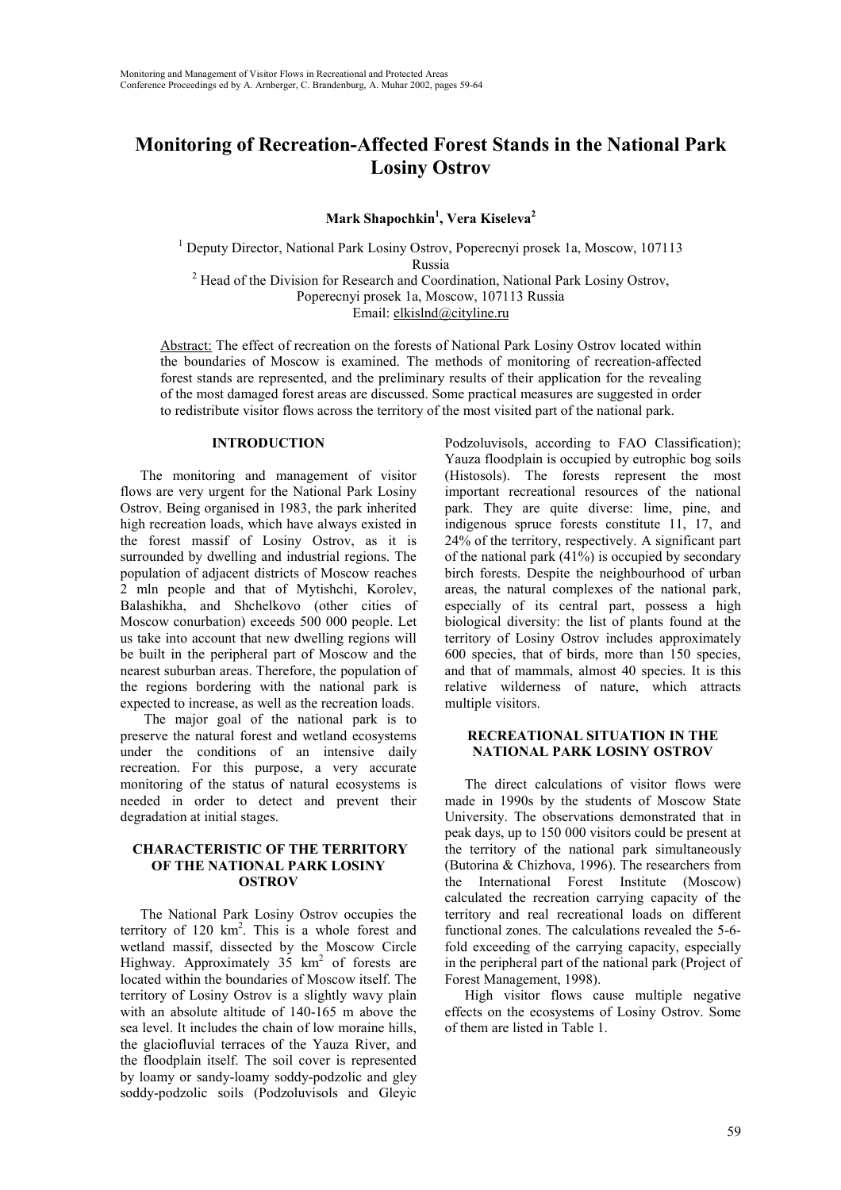# Monitoring of Recreation-Affected Forest Stands in the National Park Losiny Ostrov

**Mark Shapochkin[1], Vera Kiseleva[2]**

[1] Deputy Director, National Park Losiny Ostrov, Poperecnyi prosek 1a, Moscow, 107113 Russia

[2] Head of the Division for Research and Coordination, National Park Losiny Ostrov, Poperecnyi prosek 1a, Moscow, 107113 Russia

Email: elkislnd@cityline.ru

Abstract: The effect of recreation on the forests of National Park Losiny Ostrov located within the boundaries of Moscow is examined. The methods of monitoring of recreation-affected forest stands are represented, and the preliminary results of their application for the revealing of the most damaged forest areas are discussed. Some practical measures are suggested in order to redistribute visitor flows across the territory of the most visited part of the national park.

## INTRODUCTION

The monitoring and management of visitor flows are very urgent for the National Park Losiny Ostrov. Being organised in 1983, the park inherited high recreation loads, which have always existed in the forest massif of Losiny Ostrov, as it is surrounded by dwelling and industrial regions. The population of adjacent districts of Moscow reaches 2 mln people and that of Mytishchi, Korolev, Balashikha, and Shchelkovo (other cities of Moscow conurbation) exceeds 500 000 people. Let us take into account that new dwelling regions will be built in the peripheral part of Moscow and the nearest suburban areas. Therefore, the population of the regions bordering with the national park is expected to increase, as well as the recreation loads.

The major goal of the national park is to preserve the natural forest and wetland ecosystems under the conditions of an intensive daily recreation. For this purpose, a very accurate monitoring of the status of natural ecosystems is needed in order to detect and prevent their degradation at initial stages.

## CHARACTERISTIC OF THE TERRITORY OF THE NATIONAL PARK LOSINY OSTROV

The National Park Losiny Ostrov occupies the territory of 120 km$^2$. This is a whole forest and wetland massif, dissected by the Moscow Circle Highway. Approximately 35 km$^2$ of forests are located within the boundaries of Moscow itself. The territory of Losiny Ostrov is a slightly wavy plain with an absolute altitude of 140-165 m above the sea level. It includes the chain of low moraine hills, the glaciofluvial terraces of the Yauza River, and the floodplain itself. The soil cover is represented by loamy or sandy-loamy soddy-podzolic and gley soddy-podzolic soils (Podzoluvisols and Gleyic Podzoluvisols, according to FAO Classification); Yauza floodplain is occupied by eutrophic bog soils (Histosols). The forests represent the most important recreational resources of the national park. They are quite diverse: lime, pine, and indigenous spruce forests constitute 11, 17, and 24% of the territory, respectively. A significant part of the national park (41%) is occupied by secondary birch forests. Despite the neighbourhood of urban areas, the natural complexes of the national park, especially of its central part, possess a high biological diversity: the list of plants found at the territory of Losiny Ostrov includes approximately 600 species, that of birds, more than 150 species, and that of mammals, almost 40 species. It is this relative wilderness of nature, which attracts multiple visitors.

## RECREATIONAL SITUATION IN THE NATIONAL PARK LOSINY OSTROV

The direct calculations of visitor flows were made in 1990s by the students of Moscow State University. The observations demonstrated that in peak days, up to 150 000 visitors could be present at the territory of the national park simultaneously (Butorina & Chizhova, 1996). The researchers from the International Forest Institute (Moscow) calculated the recreation carrying capacity of the territory and real recreational loads on different functional zones. The calculations revealed the 5-6-fold exceeding of the carrying capacity, especially in the peripheral part of the national park (Project of Forest Management, 1998).

High visitor flows cause multiple negative effects on the ecosystems of Losiny Ostrov. Some of them are listed in Table 1.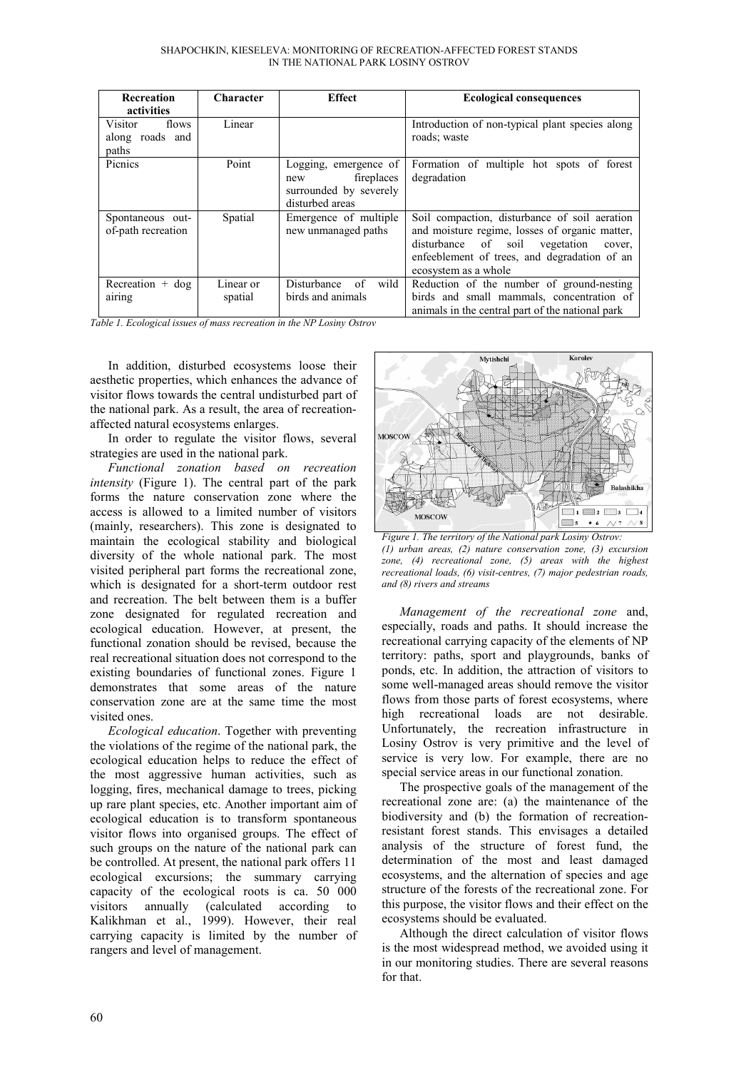| Recreation activities | Character | Effect | Ecological consequences |
|---|---|---|---|
| Visitor flows along roads and paths | Linear | | Introduction of non-typical plant species along roads; waste |
| Picnics | Point | Logging, emergence of new fireplaces surrounded by severely disturbed areas | Formation of multiple hot spots of forest degradation |
| Spontaneous out-of-path recreation | Spatial | Emergence of multiple new unmanaged paths | Soil compaction, disturbance of soil aeration and moisture regime, losses of organic matter, disturbance of soil vegetation cover, enfeeblement of trees, and degradation of an ecosystem as a whole |
| Recreation + dog airing | Linear or spatial | Disturbance of wild birds and animals | Reduction of the number of ground-nesting birds and small mammals, concentration of animals in the central part of the national park |

*Table 1. Ecological issues of mass recreation in the NP Losiny Ostrov*

In addition, disturbed ecosystems loose their aesthetic properties, which enhances the advance of visitor flows towards the central undisturbed part of the national park. As a result, the area of recreation-affected natural ecosystems enlarges.

In order to regulate the visitor flows, several strategies are used in the national park.

*Functional zonation based on recreation intensity* (Figure 1). The central part of the park forms the nature conservation zone where the access is allowed to a limited number of visitors (mainly, researchers). This zone is designated to maintain the ecological stability and biological diversity of the whole national park. The most visited peripheral part forms the recreational zone, which is designated for a short-term outdoor rest and recreation. The belt between them is a buffer zone designated for regulated recreation and ecological education. However, at present, the functional zonation should be revised, because the real recreational situation does not correspond to the existing boundaries of functional zones. Figure 1 demonstrates that some areas of the nature conservation zone are at the same time the most visited ones.

*Ecological education*. Together with preventing the violations of the regime of the national park, the ecological education helps to reduce the effect of the most aggressive human activities, such as logging, fires, mechanical damage to trees, picking up rare plant species, etc. Another important aim of ecological education is to transform spontaneous visitor flows into organised groups. The effect of such groups on the nature of the national park can be controlled. At present, the national park offers 11 ecological excursions; the summary carrying capacity of the ecological roots is ca. 50 000 visitors annually (calculated according to Kalikhman et al., 1999). However, their real carrying capacity is limited by the number of rangers and level of management.

*Figure 1. The territory of the National park Losiny Ostrov: (1) urban areas, (2) nature conservation zone, (3) excursion zone, (4) recreational zone, (5) areas with the highest recreational loads, (6) visit-centres, (7) major pedestrian roads, and (8) rivers and streams*

*Management of the recreational zone* and, especially, roads and paths. It should increase the recreational carrying capacity of the elements of NP territory: paths, sport and playgrounds, banks of ponds, etc. In addition, the attraction of visitors to some well-managed areas should remove the visitor flows from those parts of forest ecosystems, where high recreational loads are not desirable. Unfortunately, the recreation infrastructure in Losiny Ostrov is very primitive and the level of service is very low. For example, there are no special service areas in our functional zonation.

The prospective goals of the management of the recreational zone are: (a) the maintenance of the biodiversity and (b) the formation of recreation-resistant forest stands. This envisages a detailed analysis of the structure of forest fund, the determination of the most and least damaged ecosystems, and the alternation of species and age structure of the forests of the recreational zone. For this purpose, the visitor flows and their effect on the ecosystems should be evaluated.

Although the direct calculation of visitor flows is the most widespread method, we avoided using it in our monitoring studies. There are several reasons for that.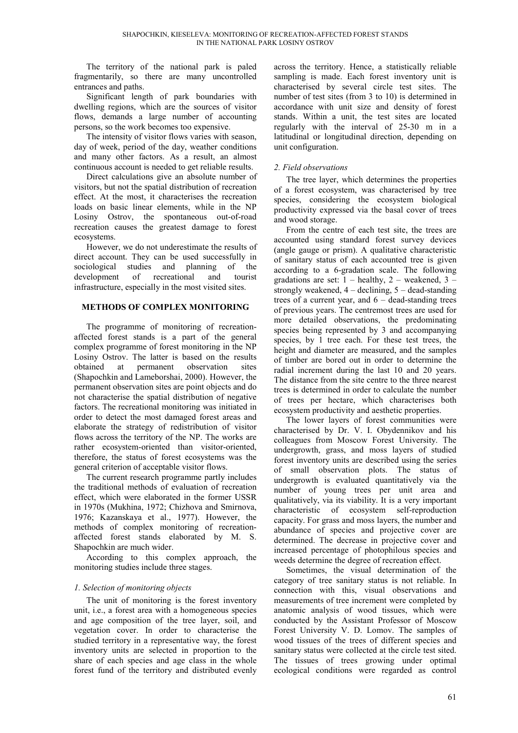The territory of the national park is paled fragmentarily, so there are many uncontrolled entrances and paths.

Significant length of park boundaries with dwelling regions, which are the sources of visitor flows, demands a large number of accounting persons, so the work becomes too expensive.

The intensity of visitor flows varies with season, day of week, period of the day, weather conditions and many other factors. As a result, an almost continuous account is needed to get reliable results.

Direct calculations give an absolute number of visitors, but not the spatial distribution of recreation effect. At the most, it characterises the recreation loads on basic linear elements, while in the NP Losiny Ostrov, the spontaneous out-of-road recreation causes the greatest damage to forest ecosystems.

However, we do not underestimate the results of direct account. They can be used successfully in sociological studies and planning of the development of recreational and tourist infrastructure, especially in the most visited sites.

## METHODS OF COMPLEX MONITORING

The programme of monitoring of recreation-affected forest stands is a part of the general complex programme of forest monitoring in the NP Losiny Ostrov. The latter is based on the results obtained at permanent observation sites (Shapochkin and Lameborshai, 2000). However, the permanent observation sites are point objects and do not characterise the spatial distribution of negative factors. The recreational monitoring was initiated in order to detect the most damaged forest areas and elaborate the strategy of redistribution of visitor flows across the territory of the NP. The works are rather ecosystem-oriented than visitor-oriented, therefore, the status of forest ecosystems was the general criterion of acceptable visitor flows.

The current research programme partly includes the traditional methods of evaluation of recreation effect, which were elaborated in the former USSR in 1970s (Mukhina, 1972; Chizhova and Smirnova, 1976; Kazanskaya et al., 1977). However, the methods of complex monitoring of recreation-affected forest stands elaborated by M. S. Shapochkin are much wider.

According to this complex approach, the monitoring studies include three stages.

### *1. Selection of monitoring objects*

The unit of monitoring is the forest inventory unit, i.e., a forest area with a homogeneous species and age composition of the tree layer, soil, and vegetation cover. In order to characterise the studied territory in a representative way, the forest inventory units are selected in proportion to the share of each species and age class in the whole forest fund of the territory and distributed evenly across the territory. Hence, a statistically reliable sampling is made. Each forest inventory unit is characterised by several circle test sites. The number of test sites (from 3 to 10) is determined in accordance with unit size and density of forest stands. Within a unit, the test sites are located regularly with the interval of 25-30 m in a latitudinal or longitudinal direction, depending on unit configuration.

### *2. Field observations*

The tree layer, which determines the properties of a forest ecosystem, was characterised by tree species, considering the ecosystem biological productivity expressed via the basal cover of trees and wood storage.

From the centre of each test site, the trees are accounted using standard forest survey devices (angle gauge or prism). A qualitative characteristic of sanitary status of each accounted tree is given according to a 6-gradation scale. The following gradations are set: 1 – healthy, 2 – weakened, 3 – strongly weakened, 4 – declining, 5 – dead-standing trees of a current year, and 6 – dead-standing trees of previous years. The centremost trees are used for more detailed observations, the predominating species being represented by 3 and accompanying species, by 1 tree each. For these test trees, the height and diameter are measured, and the samples of timber are bored out in order to determine the radial increment during the last 10 and 20 years. The distance from the site centre to the three nearest trees is determined in order to calculate the number of trees per hectare, which characterises both ecosystem productivity and aesthetic properties.

The lower layers of forest communities were characterised by Dr. V. I. Obydennikov and his colleagues from Moscow Forest University. The undergrowth, grass, and moss layers of studied forest inventory units are described using the series of small observation plots. The status of undergrowth is evaluated quantitatively via the number of young trees per unit area and qualitatively, via its viability. It is a very important characteristic of ecosystem self-reproduction capacity. For grass and moss layers, the number and abundance of species and projective cover are determined. The decrease in projective cover and increased percentage of photophilous species and weeds determine the degree of recreation effect.

Sometimes, the visual determination of the category of tree sanitary status is not reliable. In connection with this, visual observations and measurements of tree increment were completed by anatomic analysis of wood tissues, which were conducted by the Assistant Professor of Moscow Forest University V. D. Lomov. The samples of wood tissues of the trees of different species and sanitary status were collected at the circle test sited. The tissues of trees growing under optimal ecological conditions were regarded as control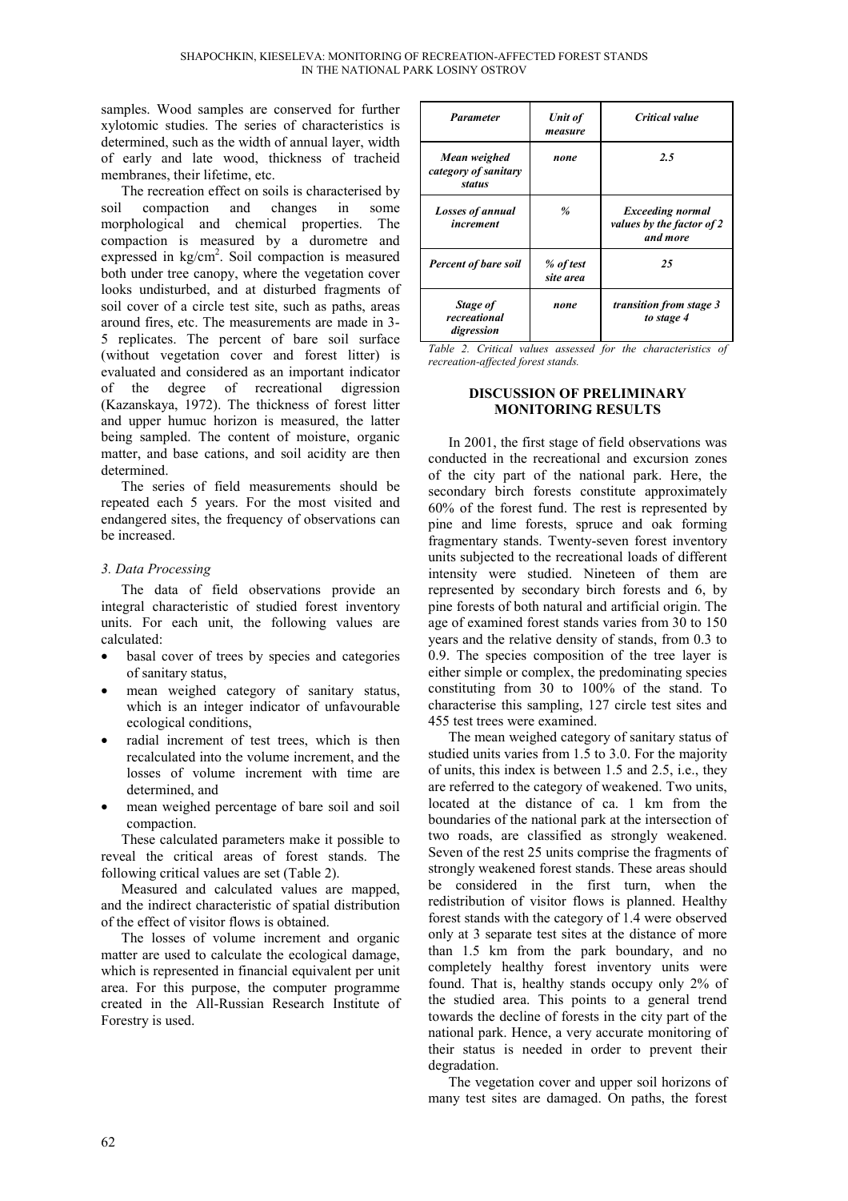samples. Wood samples are conserved for further xylotomic studies. The series of characteristics is determined, such as the width of annual layer, width of early and late wood, thickness of tracheid membranes, their lifetime, etc.

The recreation effect on soils is characterised by soil compaction and changes in some morphological and chemical properties. The compaction is measured by a durometre and expressed in kg/cm$^2$. Soil compaction is measured both under tree canopy, where the vegetation cover looks undisturbed, and at disturbed fragments of soil cover of a circle test site, such as paths, areas around fires, etc. The measurements are made in 3-5 replicates. The percent of bare soil surface (without vegetation cover and forest litter) is evaluated and considered as an important indicator of the degree of recreational digression (Kazanskaya, 1972). The thickness of forest litter and upper humuc horizon is measured, the latter being sampled. The content of moisture, organic matter, and base cations, and soil acidity are then determined.

The series of field measurements should be repeated each 5 years. For the most visited and endangered sites, the frequency of observations can be increased.

### *3. Data Processing*

The data of field observations provide an integral characteristic of studied forest inventory units. For each unit, the following values are calculated:

- basal cover of trees by species and categories of sanitary status,
- mean weighed category of sanitary status, which is an integer indicator of unfavourable ecological conditions,
- radial increment of test trees, which is then recalculated into the volume increment, and the losses of volume increment with time are determined, and
- mean weighed percentage of bare soil and soil compaction.

These calculated parameters make it possible to reveal the critical areas of forest stands. The following critical values are set (Table 2).

Measured and calculated values are mapped, and the indirect characteristic of spatial distribution of the effect of visitor flows is obtained.

The losses of volume increment and organic matter are used to calculate the ecological damage, which is represented in financial equivalent per unit area. For this purpose, the computer programme created in the All-Russian Research Institute of Forestry is used.

| ***Parameter*** | ***Unit of measure*** | ***Critical value*** |
|---|---|---|
| ***Mean weighed category of sanitary status*** | ***none*** | ***2.5*** |
| ***Losses of annual increment*** | ***%*** | ***Exceeding normal values by the factor of 2 and more*** |
| ***Percent of bare soil*** | ***% of test site area*** | ***25*** |
| ***Stage of recreational digression*** | ***none*** | ***transition from stage 3 to stage 4*** |

*Table 2. Critical values assessed for the characteristics of recreation-affected forest stands.*

## DISCUSSION OF PRELIMINARY MONITORING RESULTS

In 2001, the first stage of field observations was conducted in the recreational and excursion zones of the city part of the national park. Here, the secondary birch forests constitute approximately 60% of the forest fund. The rest is represented by pine and lime forests, spruce and oak forming fragmentary stands. Twenty-seven forest inventory units subjected to the recreational loads of different intensity were studied. Nineteen of them are represented by secondary birch forests and 6, by pine forests of both natural and artificial origin. The age of examined forest stands varies from 30 to 150 years and the relative density of stands, from 0.3 to 0.9. The species composition of the tree layer is either simple or complex, the predominating species constituting from 30 to 100% of the stand. To characterise this sampling, 127 circle test sites and 455 test trees were examined.

The mean weighed category of sanitary status of studied units varies from 1.5 to 3.0. For the majority of units, this index is between 1.5 and 2.5, i.e., they are referred to the category of weakened. Two units, located at the distance of ca. 1 km from the boundaries of the national park at the intersection of two roads, are classified as strongly weakened. Seven of the rest 25 units comprise the fragments of strongly weakened forest stands. These areas should be considered in the first turn, when the redistribution of visitor flows is planned. Healthy forest stands with the category of 1.4 were observed only at 3 separate test sites at the distance of more than 1.5 km from the park boundary, and no completely healthy forest inventory units were found. That is, healthy stands occupy only 2% of the studied area. This points to a general trend towards the decline of forests in the city part of the national park. Hence, a very accurate monitoring of their status is needed in order to prevent their degradation.

The vegetation cover and upper soil horizons of many test sites are damaged. On paths, the forest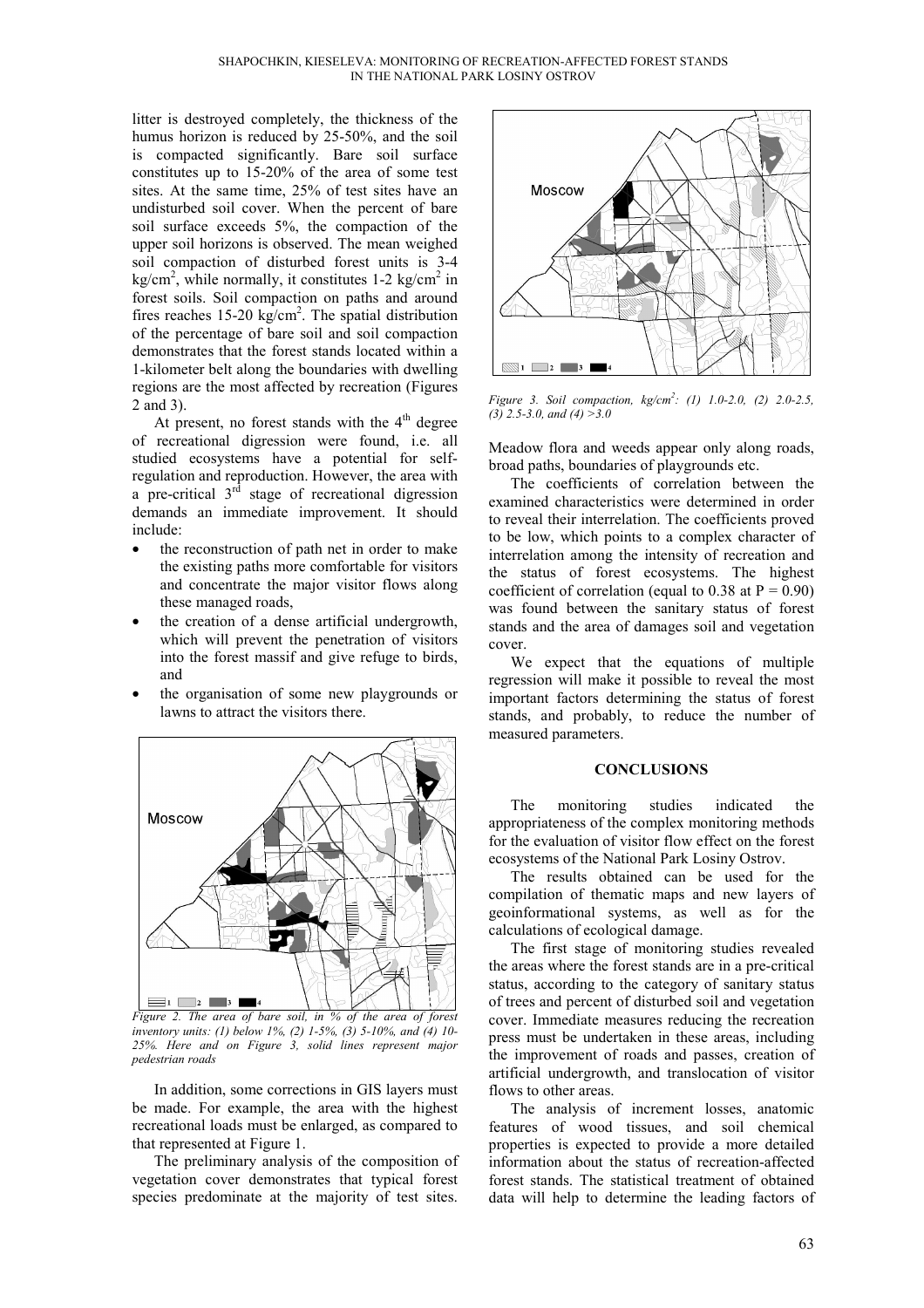litter is destroyed completely, the thickness of the humus horizon is reduced by 25-50%, and the soil is compacted significantly. Bare soil surface constitutes up to 15-20% of the area of some test sites. At the same time, 25% of test sites have an undisturbed soil cover. When the percent of bare soil surface exceeds 5%, the compaction of the upper soil horizons is observed. The mean weighed soil compaction of disturbed forest units is 3-4 $kg/cm^2$, while normally, it constitutes 1-2 $kg/cm^2$ in forest soils. Soil compaction on paths and around fires reaches 15-20 $kg/cm^2$. The spatial distribution of the percentage of bare soil and soil compaction demonstrates that the forest stands located within a 1-kilometer belt along the boundaries with dwelling regions are the most affected by recreation (Figures 2 and 3).

At present, no forest stands with the 4th degree of recreational digression were found, i.e. all studied ecosystems have a potential for self-regulation and reproduction. However, the area with a pre-critical 3rd stage of recreational digression demands an immediate improvement. It should include:

- the reconstruction of path net in order to make the existing paths more comfortable for visitors and concentrate the major visitor flows along these managed roads,
- the creation of a dense artificial undergrowth, which will prevent the penetration of visitors into the forest massif and give refuge to birds, and
- the organisation of some new playgrounds or lawns to attract the visitors there.

*Figure 2. The area of bare soil, in % of the area of forest inventory units: (1) below 1%, (2) 1-5%, (3) 5-10%, and (4) 10-25%. Here and on Figure 3, solid lines represent major pedestrian roads*

In addition, some corrections in GIS layers must be made. For example, the area with the highest recreational loads must be enlarged, as compared to that represented at Figure 1.

The preliminary analysis of the composition of vegetation cover demonstrates that typical forest species predominate at the majority of test sites. Meadow flora and weeds appear only along roads, broad paths, boundaries of playgrounds etc.

*Figure 3. Soil compaction, $kg/cm^2$: (1) 1.0-2.0, (2) 2.0-2.5, (3) 2.5-3.0, and (4) >3.0*

The coefficients of correlation between the examined characteristics were determined in order to reveal their interrelation. The coefficients proved to be low, which points to a complex character of interrelation among the intensity of recreation and the status of forest ecosystems. The highest coefficient of correlation (equal to 0.38 at $P = 0.90$) was found between the sanitary status of forest stands and the area of damages soil and vegetation cover.

We expect that the equations of multiple regression will make it possible to reveal the most important factors determining the status of forest stands, and probably, to reduce the number of measured parameters.

## CONCLUSIONS

The monitoring studies indicated the appropriateness of the complex monitoring methods for the evaluation of visitor flow effect on the forest ecosystems of the National Park Losiny Ostrov.

The results obtained can be used for the compilation of thematic maps and new layers of geoinformational systems, as well as for the calculations of ecological damage.

The first stage of monitoring studies revealed the areas where the forest stands are in a pre-critical status, according to the category of sanitary status of trees and percent of disturbed soil and vegetation cover. Immediate measures reducing the recreation press must be undertaken in these areas, including the improvement of roads and passes, creation of artificial undergrowth, and translocation of visitor flows to other areas.

The analysis of increment losses, anatomic features of wood tissues, and soil chemical properties is expected to provide a more detailed information about the status of recreation-affected forest stands. The statistical treatment of obtained data will help to determine the leading factors of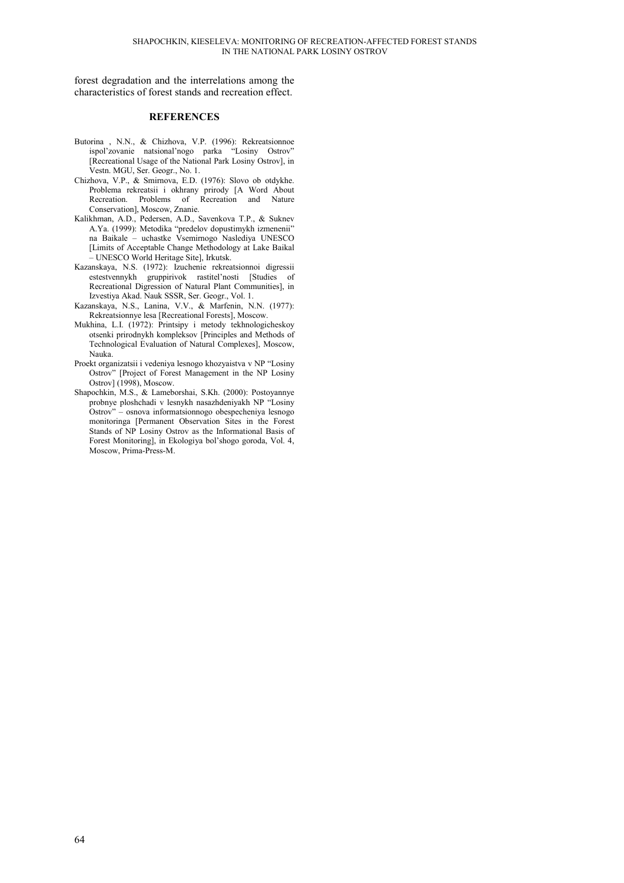forest degradation and the interrelations among the characteristics of forest stands and recreation effect.

## REFERENCES

Butorina , N.N., & Chizhova, V.P. (1996): Rekreatsionnoe ispol'zovanie natsional'nogo parka "Losiny Ostrov" [Recreational Usage of the National Park Losiny Ostrov], in Vestn. MGU, Ser. Geogr., No. 1.

Chizhova, V.P., & Smirnova, E.D. (1976): Slovo ob otdykhe. Problema rekreatsii i okhrany prirody [A Word About Recreation. Problems of Recreation and Nature Conservation], Moscow, Znanie.

Kalikhman, A.D., Pedersen, A.D., Savenkova T.P., & Suknev A.Ya. (1999): Metodika "predelov dopustimykh izmenenii" na Baikale – uchastke Vsemirnogo Naslediya UNESCO [Limits of Acceptable Change Methodology at Lake Baikal – UNESCO World Heritage Site], Irkutsk.

Kazanskaya, N.S. (1972): Izuchenie rekreatsionnoi digressii estestvennykh gruppirivok rastitel'nosti [Studies of Recreational Digression of Natural Plant Communities], in Izvestiya Akad. Nauk SSSR, Ser. Geogr., Vol. 1.

Kazanskaya, N.S., Lanina, V.V., & Marfenin, N.N. (1977): Rekreatsionnye lesa [Recreational Forests], Moscow.

Mukhina, L.I. (1972): Printsipy i metody tekhnologicheskoy otsenki prirodnykh kompleksov [Principles and Methods of Technological Evaluation of Natural Complexes], Moscow, Nauka.

Proekt organizatsii i vedeniya lesnogo khozyaistva v NP "Losiny Ostrov" [Project of Forest Management in the NP Losiny Ostrov] (1998), Moscow.

Shapochkin, M.S., & Lameborshai, S.Kh. (2000): Postoyannye probnye ploshchadi v lesnykh nasazhdeniyakh NP "Losiny Ostrov" – osnova informatsionnogo obespecheniya lesnogo monitoringa [Permanent Observation Sites in the Forest Stands of NP Losiny Ostrov as the Informational Basis of Forest Monitoring], in Ekologiya bol'shogo goroda, Vol. 4, Moscow, Prima-Press-M.